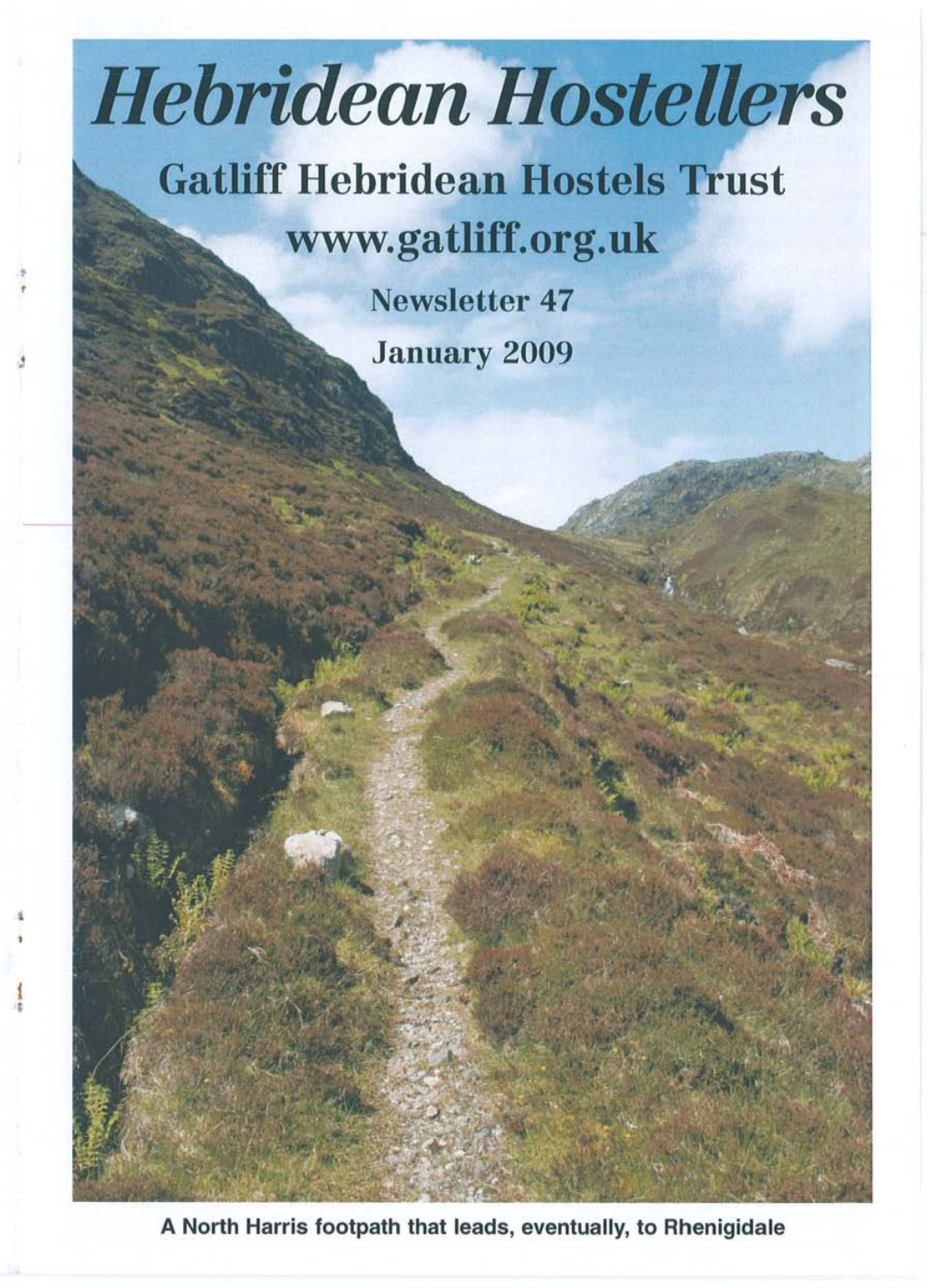# Hebridean Hostellers

## Gatliff Hebridean Hostels Trust

www.gatliff.org.uk

Newsletter 47

January 2009

A North Harris footpath that leads, eventually, to Rhenigidale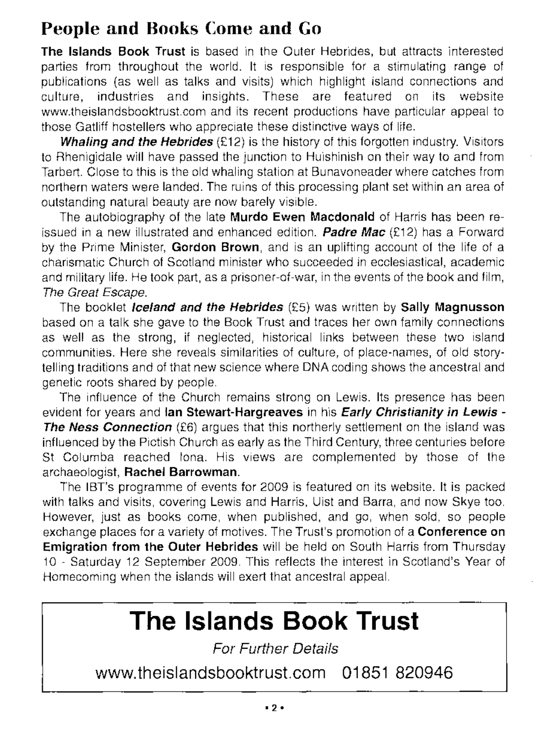## People and Books Come and Go

**The Islands Book Trust** is based in the Outer Hebrides, but attracts interested parties from throughout the world. It is responsible for a stimulating range of publications (as well as talks and visits) which highlight island connections and culture, industries and insights. These are featured on its website www.theislandsbooktrust.com and its recent productions have particular appeal to those Gatliff hostellers who appreciate these distinctive ways of life.

***Whaling and the Hebrides*** (£12) is the history of this forgotten industry. Visitors to Rhenigidale will have passed the junction to Huishinish on their way to and from Tarbert. Close to this is the old whaling station at Bunavoneader where catches from northern waters were landed. The ruins of this processing plant set within an area of outstanding natural beauty are now barely visible.

The autobiography of the late **Murdo Ewen Macdonald** of Harris has been re-issued in a new illustrated and enhanced edition. ***Padre Mac*** (£12) has a Forward by the Prime Minister, **Gordon Brown**, and is an uplifting account of the life of a charismatic Church of Scotland minister who succeeded in ecclesiastical, academic and military life. He took part, as a prisoner-of-war, in the events of the book and film, *The Great Escape.*

The booklet ***Iceland and the Hebrides*** (£5) was written by **Sally Magnusson** based on a talk she gave to the Book Trust and traces her own family connections as well as the strong, if neglected, historical links between these two island communities. Here she reveals similarities of culture, of place-names, of old story-telling traditions and of that new science where DNA coding shows the ancestral and genetic roots shared by people.

The influence of the Church remains strong on Lewis. Its presence has been evident for years and **Ian Stewart-Hargreaves** in his ***Early Christianity in Lewis - The Ness Connection*** (£6) argues that this northerly settlement on the island was influenced by the Pictish Church as early as the Third Century, three centuries before St Columba reached Iona. His views are complemented by those of the archaeologist, **Rachel Barrowman**.

The IBT's programme of events for 2009 is featured on its website. It is packed with talks and visits, covering Lewis and Harris, Uist and Barra, and now Skye too. However, just as books come, when published, and go, when sold, so people exchange places for a variety of motives. The Trust's promotion of a **Conference on Emigration from the Outer Hebrides** will be held on South Harris from Thursday 10 - Saturday 12 September 2009. This reflects the interest in Scotland's Year of Homecoming when the islands will exert that ancestral appeal.

# The Islands Book Trust

*For Further Details*

www.theislandsbooktrust.com 01851 820946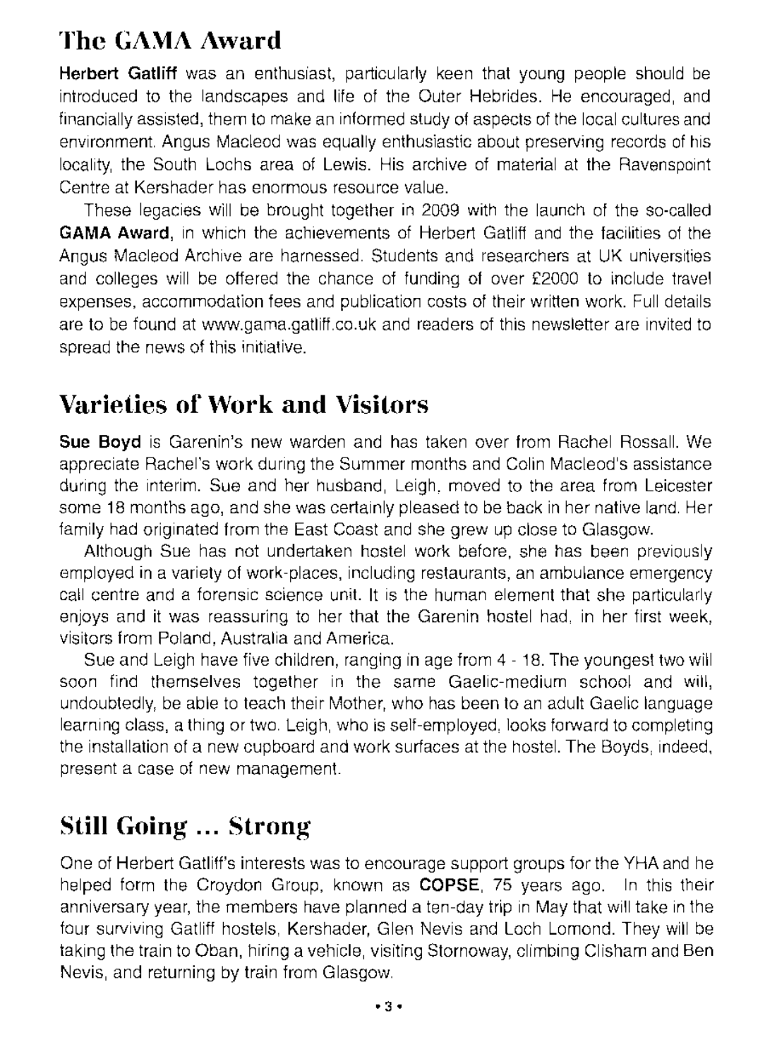## The GAMA Award

**Herbert Gatliff** was an enthusiast, particularly keen that young people should be introduced to the landscapes and life of the Outer Hebrides. He encouraged, and financially assisted, them to make an informed study of aspects of the local cultures and environment. Angus Macleod was equally enthusiastic about preserving records of his locality, the South Lochs area of Lewis. His archive of material at the Ravenspoint Centre at Kershader has enormous resource value.

These legacies will be brought together in 2009 with the launch of the so-called **GAMA Award**, in which the achievements of Herbert Gatliff and the facilities of the Angus Macleod Archive are harnessed. Students and researchers at UK universities and colleges will be offered the chance of funding of over £2000 to include travel expenses, accommodation fees and publication costs of their written work. Full details are to be found at www.gama.gatliff.co.uk and readers of this newsletter are invited to spread the news of this initiative.

## Varieties of Work and Visitors

**Sue Boyd** is Garenin's new warden and has taken over from Rachel Rossall. We appreciate Rachel's work during the Summer months and Colin Macleod's assistance during the interim. Sue and her husband, Leigh, moved to the area from Leicester some 18 months ago, and she was certainly pleased to be back in her native land. Her family had originated from the East Coast and she grew up close to Glasgow.

Although Sue has not undertaken hostel work before, she has been previously employed in a variety of work-places, including restaurants, an ambulance emergency call centre and a forensic science unit. It is the human element that she particularly enjoys and it was reassuring to her that the Garenin hostel had, in her first week, visitors from Poland, Australia and America.

Sue and Leigh have five children, ranging in age from 4 - 18. The youngest two will soon find themselves together in the same Gaelic-medium school and will, undoubtedly, be able to teach their Mother, who has been to an adult Gaelic language learning class, a thing or two. Leigh, who is self-employed, looks forward to completing the installation of a new cupboard and work surfaces at the hostel. The Boyds, indeed, present a case of new management.

## Still Going ... Strong

One of Herbert Gatliff's interests was to encourage support groups for the YHA and he helped form the Croydon Group, known as **COPSE**, 75 years ago. In this their anniversary year, the members have planned a ten-day trip in May that will take in the four surviving Gatliff hostels, Kershader, Glen Nevis and Loch Lomond. They will be taking the train to Oban, hiring a vehicle, visiting Stornoway, climbing Clisham and Ben Nevis, and returning by train from Glasgow.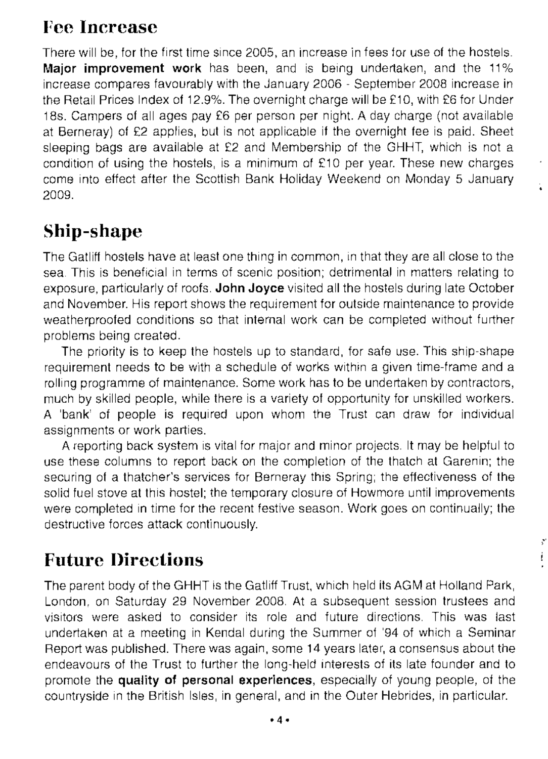## Fee Increase

There will be, for the first time since 2005, an increase in fees for use of the hostels. **Major improvement work** has been, and is being undertaken, and the 11% increase compares favourably with the January 2006 - September 2008 increase in the Retail Prices Index of 12.9%. The overnight charge will be £10, with £6 for Under 18s. Campers of all ages pay £6 per person per night. A day charge (not available at Berneray) of £2 applies, but is not applicable if the overnight fee is paid. Sheet sleeping bags are available at £2 and Membership of the GHHT, which is not a condition of using the hostels, is a minimum of £10 per year. These new charges come into effect after the Scottish Bank Holiday Weekend on Monday 5 January 2009.

## Ship-shape

The Gatliff hostels have at least one thing in common, in that they are all close to the sea. This is beneficial in terms of scenic position; detrimental in matters relating to exposure, particularly of roofs. **John Joyce** visited all the hostels during late October and November. His report shows the requirement for outside maintenance to provide weatherproofed conditions so that internal work can be completed without further problems being created.

The priority is to keep the hostels up to standard, for safe use. This ship-shape requirement needs to be with a schedule of works within a given time-frame and a rolling programme of maintenance. Some work has to be undertaken by contractors, much by skilled people, while there is a variety of opportunity for unskilled workers. A 'bank' of people is required upon whom the Trust can draw for individual assignments or work parties.

A reporting back system is vital for major and minor projects. It may be helpful to use these columns to report back on the completion of the thatch at Garenin; the securing of a thatcher's services for Berneray this Spring; the effectiveness of the solid fuel stove at this hostel; the temporary closure of Howmore until improvements were completed in time for the recent festive season. Work goes on continually; the destructive forces attack continuously.

## Future Directions

The parent body of the GHHT is the Gatliff Trust, which held its AGM at Holland Park, London, on Saturday 29 November 2008. At a subsequent session trustees and visitors were asked to consider its role and future directions. This was last undertaken at a meeting in Kendal during the Summer of '94 of which a Seminar Report was published. There was again, some 14 years later, a consensus about the endeavours of the Trust to further the long-held interests of its late founder and to promote the **quality of personal experiences**, especially of young people, of the countryside in the British Isles, in general, and in the Outer Hebrides, in particular.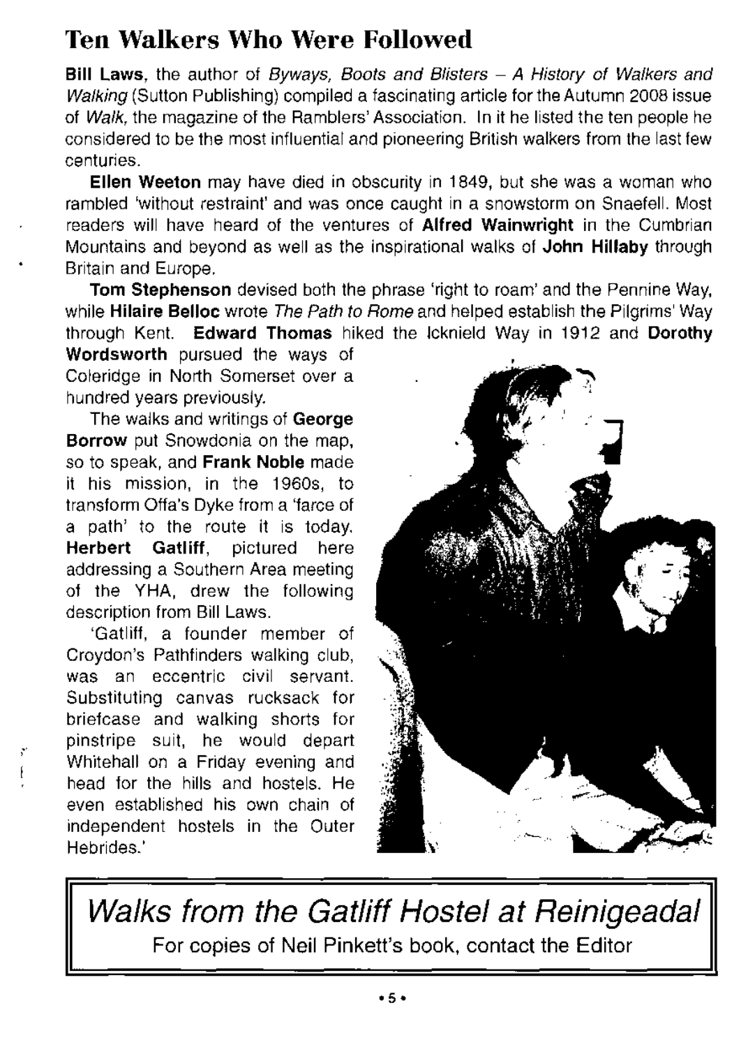## Ten Walkers Who Were Followed

**Bill Laws**, the author of *Byways, Boots and Blisters – A History of Walkers and Walking* (Sutton Publishing) compiled a fascinating article for the Autumn 2008 issue of *Walk*, the magazine of the Ramblers' Association. In it he listed the ten people he considered to be the most influential and pioneering British walkers from the last few centuries.

**Ellen Weeton** may have died in obscurity in 1849, but she was a woman who rambled 'without restraint' and was once caught in a snowstorm on Snaefell. Most readers will have heard of the ventures of **Alfred Wainwright** in the Cumbrian Mountains and beyond as well as the inspirational walks of **John Hillaby** through Britain and Europe.

**Tom Stephenson** devised both the phrase 'right to roam' and the Pennine Way, while **Hilaire Belloc** wrote *The Path to Rome* and helped establish the Pilgrims' Way through Kent. **Edward Thomas** hiked the Icknield Way in 1912 and **Dorothy Wordsworth** pursued the ways of Coleridge in North Somerset over a hundred years previously.

The walks and writings of **George Borrow** put Snowdonia on the map, so to speak, and **Frank Noble** made it his mission, in the 1960s, to transform Offa's Dyke from a 'farce of a path' to the route it is today. **Herbert Gatliff**, pictured here addressing a Southern Area meeting of the YHA, drew the following description from Bill Laws.

'Gatliff, a founder member of Croydon's Pathfinders walking club, was an eccentric civil servant. Substituting canvas rucksack for briefcase and walking shorts for pinstripe suit, he would depart Whitehall on a Friday evening and head for the hills and hostels. He even established his own chain of independent hostels in the Outer Hebrides.'

---

*Walks from the Gatliff Hostel at Reinigeadal*

For copies of Neil Pinkett's book, contact the Editor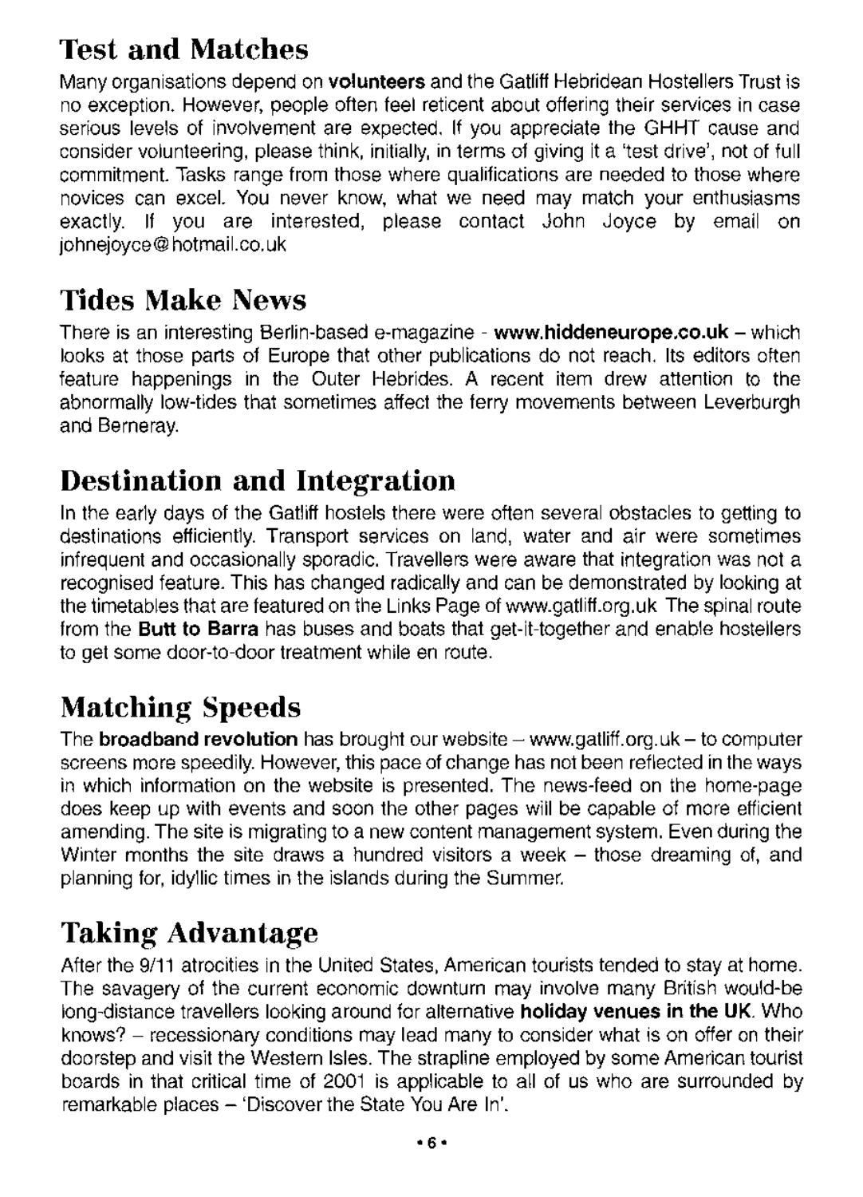## Test and Matches

Many organisations depend on **volunteers** and the Gatliff Hebridean Hostellers Trust is no exception. However, people often feel reticent about offering their services in case serious levels of involvement are expected. If you appreciate the GHHT cause and consider volunteering, please think, initially, in terms of giving it a 'test drive', not of full commitment. Tasks range from those where qualifications are needed to those where novices can excel. You never know, what we need may match your enthusiasms exactly. If you are interested, please contact John Joyce by email on johnejoyce@hotmail.co.uk

## Tides Make News

There is an interesting Berlin-based e-magazine - **www.hiddeneurope.co.uk** – which looks at those parts of Europe that other publications do not reach. Its editors often feature happenings in the Outer Hebrides. A recent item drew attention to the abnormally low-tides that sometimes affect the ferry movements between Leverburgh and Berneray.

## Destination and Integration

In the early days of the Gatliff hostels there were often several obstacles to getting to destinations efficiently. Transport services on land, water and air were sometimes infrequent and occasionally sporadic. Travellers were aware that integration was not a recognised feature. This has changed radically and can be demonstrated by looking at the timetables that are featured on the Links Page of www.gatliff.org.uk The spinal route from the **Butt to Barra** has buses and boats that get-it-together and enable hostellers to get some door-to-door treatment while en route.

## Matching Speeds

The **broadband revolution** has brought our website – www.gatliff.org.uk – to computer screens more speedily. However, this pace of change has not been reflected in the ways in which information on the website is presented. The news-feed on the home-page does keep up with events and soon the other pages will be capable of more efficient amending. The site is migrating to a new content management system. Even during the Winter months the site draws a hundred visitors a week – those dreaming of, and planning for, idyllic times in the islands during the Summer.

## Taking Advantage

After the 9/11 atrocities in the United States, American tourists tended to stay at home. The savagery of the current economic downturn may involve many British would-be long-distance travellers looking around for alternative **holiday venues in the UK**. Who knows? – recessionary conditions may lead many to consider what is on offer on their doorstep and visit the Western Isles. The strapline employed by some American tourist boards in that critical time of 2001 is applicable to all of us who are surrounded by remarkable places – 'Discover the State You Are In'.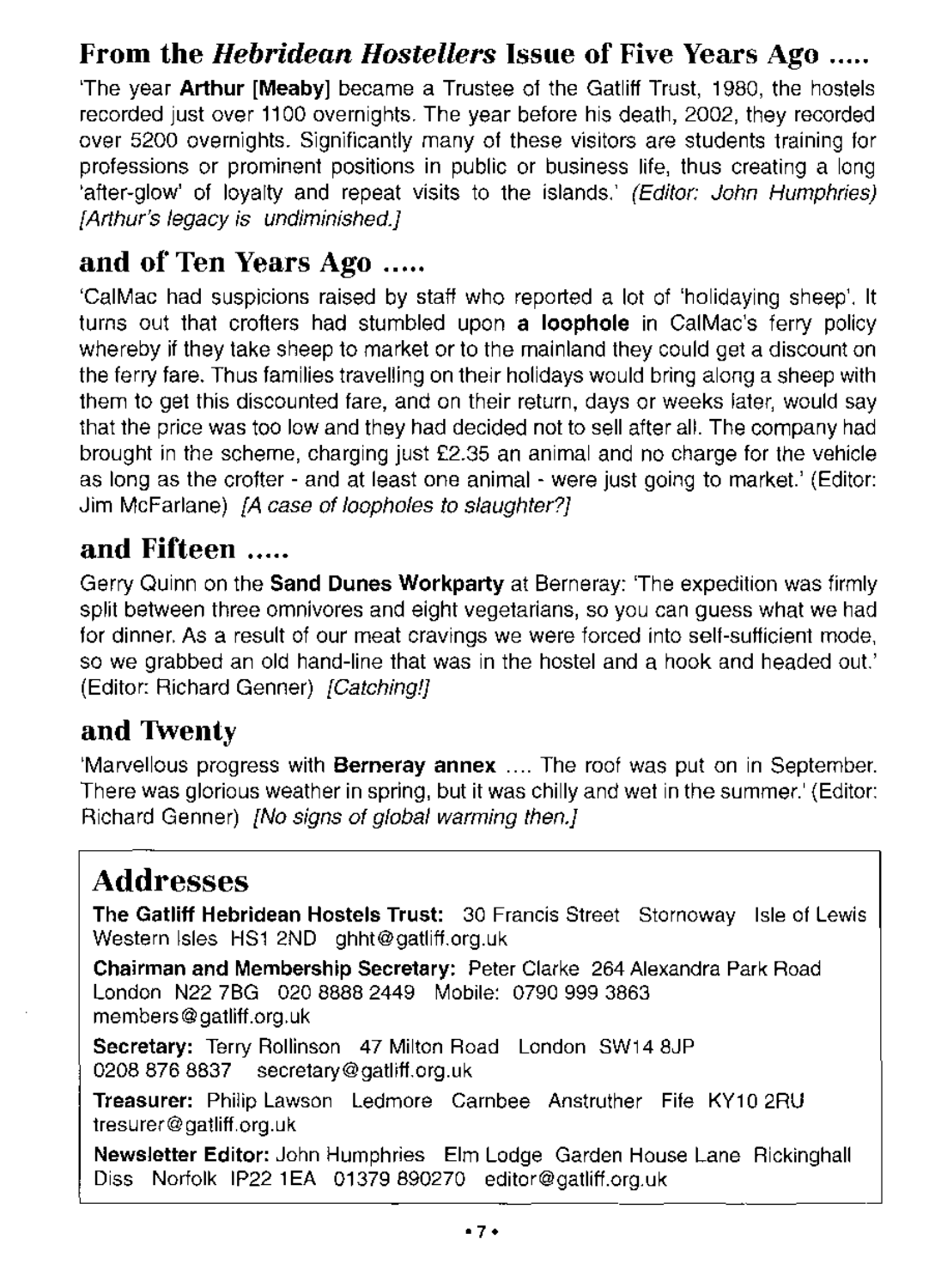## From the *Hebridean Hostellers* Issue of Five Years Ago .....

'The year **Arthur [Meaby]** became a Trustee of the Gatliff Trust, 1980, the hostels recorded just over 1100 overnights. The year before his death, 2002, they recorded over 5200 overnights. Significantly many of these visitors are students training for professions or prominent positions in public or business life, thus creating a long 'after-glow' of loyalty and repeat visits to the islands.' *(Editor: John Humphries) [Arthur's legacy is undiminished.]*

## and of Ten Years Ago .....

'CalMac had suspicions raised by staff who reported a lot of 'holidaying sheep'. It turns out that crofters had stumbled upon **a loophole** in CalMac's ferry policy whereby if they take sheep to market or to the mainland they could get a discount on the ferry fare. Thus families travelling on their holidays would bring along a sheep with them to get this discounted fare, and on their return, days or weeks later, would say that the price was too low and they had decided not to sell after all. The company had brought in the scheme, charging just £2.35 an animal and no charge for the vehicle as long as the crofter - and at least one animal - were just going to market.' (Editor: Jim McFarlane) *[A case of loopholes to slaughter?]*

## and Fifteen .....

Gerry Quinn on the **Sand Dunes Workparty** at Berneray: 'The expedition was firmly split between three omnivores and eight vegetarians, so you can guess what we had for dinner. As a result of our meat cravings we were forced into self-sufficient mode, so we grabbed an old hand-line that was in the hostel and a hook and headed out.' (Editor: Richard Genner) *[Catching!]*

## and Twenty

'Marvellous progress with **Berneray annex** .... The roof was put on in September. There was glorious weather in spring, but it was chilly and wet in the summer.' (Editor: Richard Genner) *[No signs of global warming then.]*

## Addresses

**The Gatliff Hebridean Hostels Trust:** 30 Francis Street Stornoway Isle of Lewis Western Isles HS1 2ND ghht@gatliff.org.uk

**Chairman and Membership Secretary:** Peter Clarke 264 Alexandra Park Road London N22 7BG 020 8888 2449 Mobile: 0790 999 3863 members@gatliff.org.uk

**Secretary:** Terry Rollinson 47 Milton Road London SW14 8JP 0208 876 8837 secretary@gatliff.org.uk

**Treasurer:** Philip Lawson Ledmore Carnbee Anstruther Fife KY10 2RU tresurer@gatliff.org.uk

**Newsletter Editor:** John Humphries Elm Lodge Garden House Lane Rickinghall Diss Norfolk IP22 1EA 01379 890270 editor@gatliff.org.uk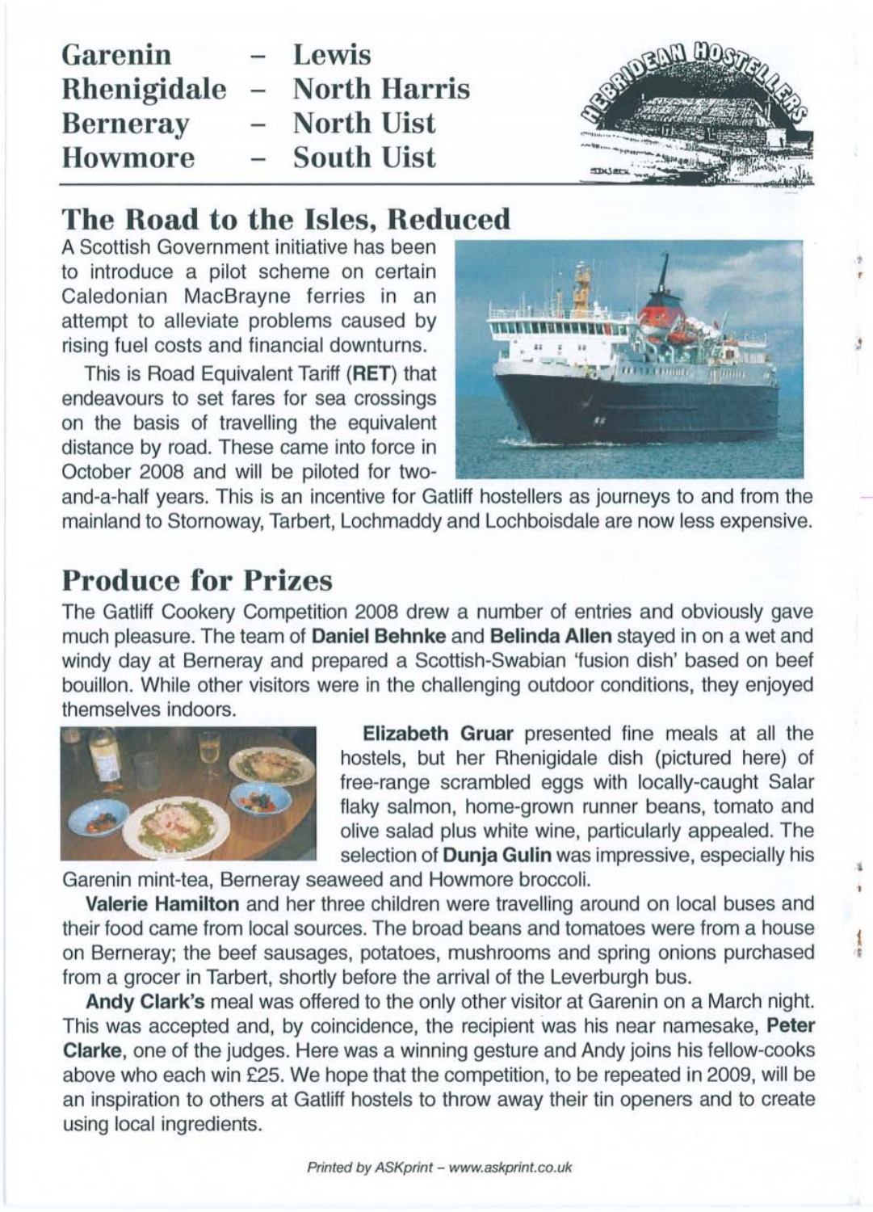**Garenin – Lewis**
**Rhenigidale – North Harris**
**Berneray – North Uist**
**Howmore – South Uist**

## The Road to the Isles, Reduced

A Scottish Government initiative has been to introduce a pilot scheme on certain Caledonian MacBrayne ferries in an attempt to alleviate problems caused by rising fuel costs and financial downturns.

This is Road Equivalent Tariff (**RET**) that endeavours to set fares for sea crossings on the basis of travelling the equivalent distance by road. These came into force in October 2008 and will be piloted for two-and-a-half years. This is an incentive for Gatliff hostellers as journeys to and from the mainland to Stornoway, Tarbert, Lochmaddy and Lochboisdale are now less expensive.

## Produce for Prizes

The Gatliff Cookery Competition 2008 drew a number of entries and obviously gave much pleasure. The team of **Daniel Behnke** and **Belinda Allen** stayed in on a wet and windy day at Berneray and prepared a Scottish-Swabian 'fusion dish' based on beef bouillon. While other visitors were in the challenging outdoor conditions, they enjoyed themselves indoors.

**Elizabeth Gruar** presented fine meals at all the hostels, but her Rhenigidale dish (pictured here) of free-range scrambled eggs with locally-caught Salar flaky salmon, home-grown runner beans, tomato and olive salad plus white wine, particularly appealed. The selection of **Dunja Gulin** was impressive, especially his Garenin mint-tea, Berneray seaweed and Howmore broccoli.

**Valerie Hamilton** and her three children were travelling around on local buses and their food came from local sources. The broad beans and tomatoes were from a house on Berneray; the beef sausages, potatoes, mushrooms and spring onions purchased from a grocer in Tarbert, shortly before the arrival of the Leverburgh bus.

**Andy Clark's** meal was offered to the only other visitor at Garenin on a March night. This was accepted and, by coincidence, the recipient was his near namesake, **Peter Clarke**, one of the judges. Here was a winning gesture and Andy joins his fellow-cooks above who each win £25. We hope that the competition, to be repeated in 2009, will be an inspiration to others at Gatliff hostels to throw away their tin openers and to create using local ingredients.

*Printed by ASKprint – www.askprint.co.uk*